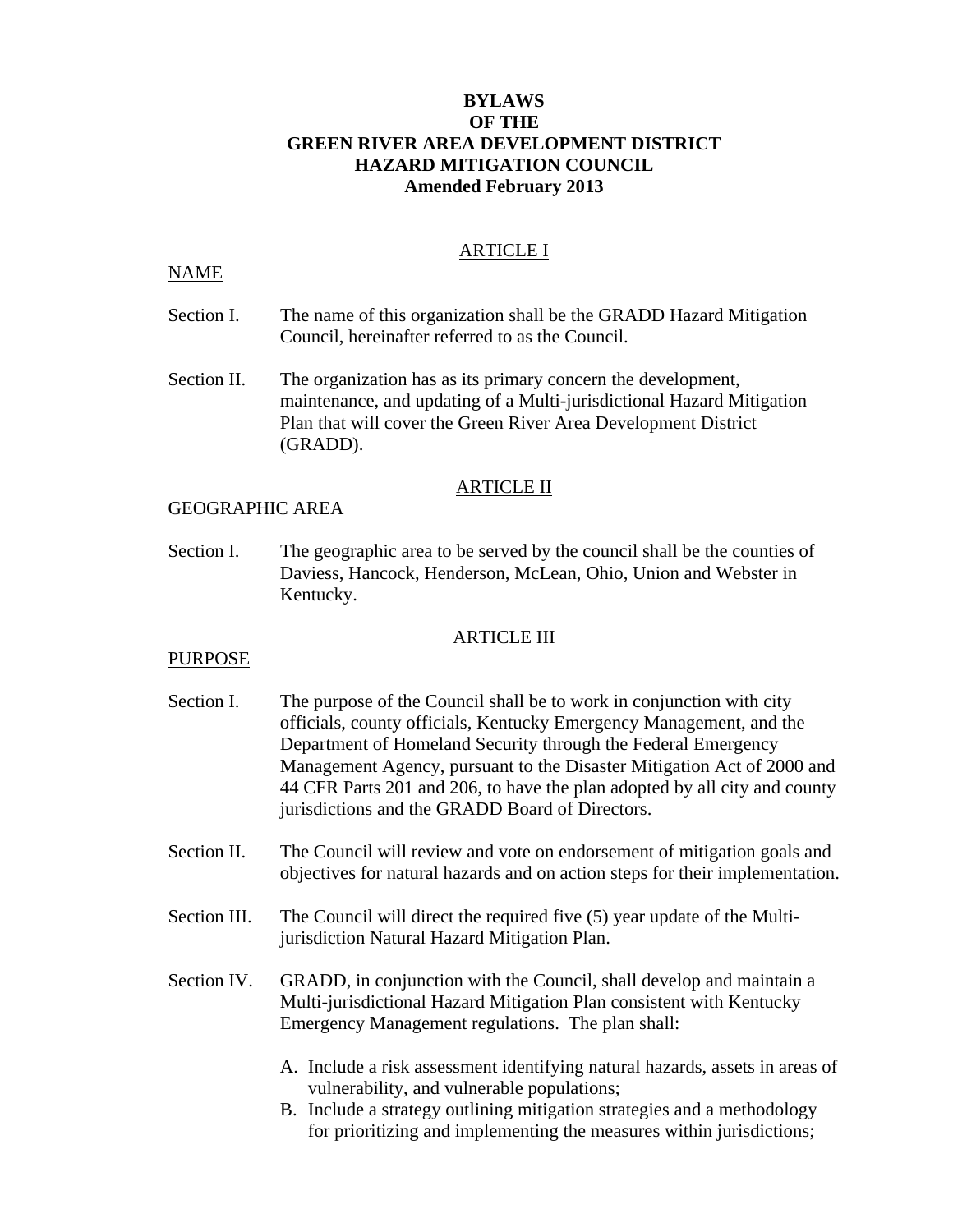# BYLAWS
# OF THE
# GREEN RIVER AREA DEVELOPMENT DISTRICT
# HAZARD MITIGATION COUNCIL
**Amended February 2013**

## ARTICLE I

### NAME

Section I. The name of this organization shall be the GRADD Hazard Mitigation Council, hereinafter referred to as the Council.

Section II. The organization has as its primary concern the development, maintenance, and updating of a Multi-jurisdictional Hazard Mitigation Plan that will cover the Green River Area Development District (GRADD).

## ARTICLE II

### GEOGRAPHIC AREA

Section I. The geographic area to be served by the council shall be the counties of Daviess, Hancock, Henderson, McLean, Ohio, Union and Webster in Kentucky.

## ARTICLE III

### PURPOSE

Section I. The purpose of the Council shall be to work in conjunction with city officials, county officials, Kentucky Emergency Management, and the Department of Homeland Security through the Federal Emergency Management Agency, pursuant to the Disaster Mitigation Act of 2000 and 44 CFR Parts 201 and 206, to have the plan adopted by all city and county jurisdictions and the GRADD Board of Directors.

Section II. The Council will review and vote on endorsement of mitigation goals and objectives for natural hazards and on action steps for their implementation.

Section III. The Council will direct the required five (5) year update of the Multi-jurisdiction Natural Hazard Mitigation Plan.

Section IV. GRADD, in conjunction with the Council, shall develop and maintain a Multi-jurisdictional Hazard Mitigation Plan consistent with Kentucky Emergency Management regulations. The plan shall:

A. Include a risk assessment identifying natural hazards, assets in areas of vulnerability, and vulnerable populations;
B. Include a strategy outlining mitigation strategies and a methodology for prioritizing and implementing the measures within jurisdictions;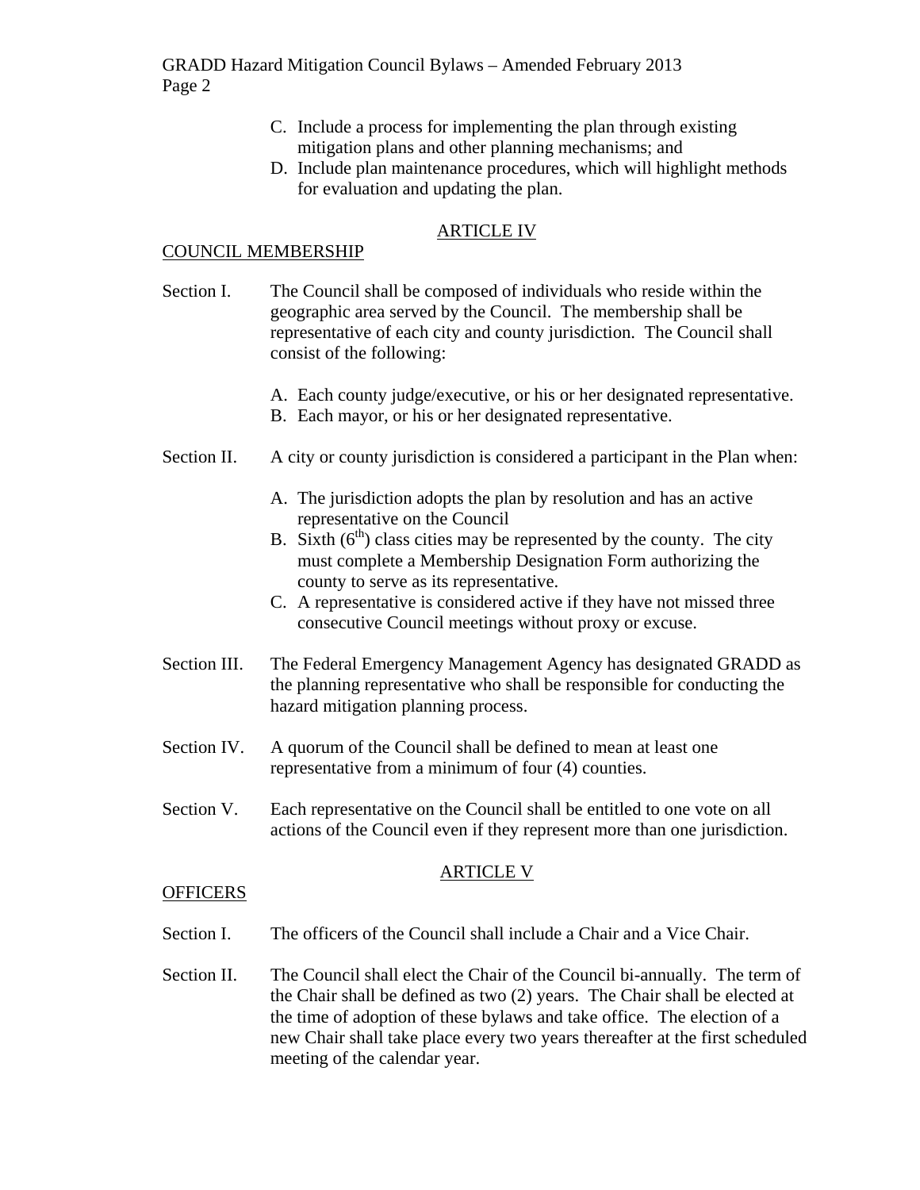C. Include a process for implementing the plan through existing mitigation plans and other planning mechanisms; and
D. Include plan maintenance procedures, which will highlight methods for evaluation and updating the plan.

## ARTICLE IV

### COUNCIL MEMBERSHIP

Section I. The Council shall be composed of individuals who reside within the geographic area served by the Council. The membership shall be representative of each city and county jurisdiction. The Council shall consist of the following:

A. Each county judge/executive, or his or her designated representative.
B. Each mayor, or his or her designated representative.

Section II. A city or county jurisdiction is considered a participant in the Plan when:

A. The jurisdiction adopts the plan by resolution and has an active representative on the Council
B. Sixth (6th) class cities may be represented by the county. The city must complete a Membership Designation Form authorizing the county to serve as its representative.
C. A representative is considered active if they have not missed three consecutive Council meetings without proxy or excuse.

Section III. The Federal Emergency Management Agency has designated GRADD as the planning representative who shall be responsible for conducting the hazard mitigation planning process.

Section IV. A quorum of the Council shall be defined to mean at least one representative from a minimum of four (4) counties.

Section V. Each representative on the Council shall be entitled to one vote on all actions of the Council even if they represent more than one jurisdiction.

## ARTICLE V

### OFFICERS

Section I. The officers of the Council shall include a Chair and a Vice Chair.

Section II. The Council shall elect the Chair of the Council bi-annually. The term of the Chair shall be defined as two (2) years. The Chair shall be elected at the time of adoption of these bylaws and take office. The election of a new Chair shall take place every two years thereafter at the first scheduled meeting of the calendar year.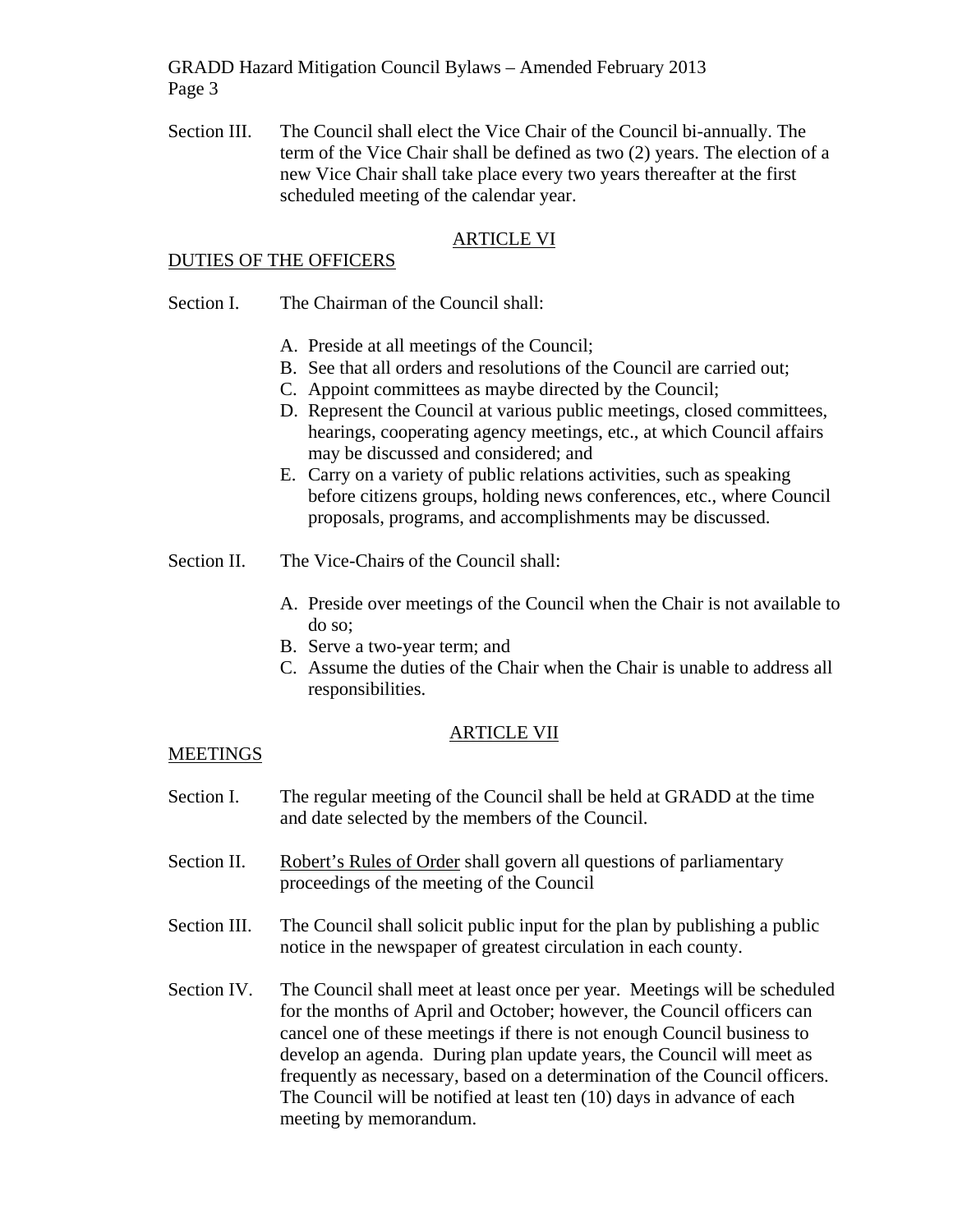Section III. The Council shall elect the Vice Chair of the Council bi-annually. The term of the Vice Chair shall be defined as two (2) years. The election of a new Vice Chair shall take place every two years thereafter at the first scheduled meeting of the calendar year.

## ARTICLE VI

## DUTIES OF THE OFFICERS

Section I. The Chairman of the Council shall:

A. Preside at all meetings of the Council;
B. See that all orders and resolutions of the Council are carried out;
C. Appoint committees as maybe directed by the Council;
D. Represent the Council at various public meetings, closed committees, hearings, cooperating agency meetings, etc., at which Council affairs may be discussed and considered; and
E. Carry on a variety of public relations activities, such as speaking before citizens groups, holding news conferences, etc., where Council proposals, programs, and accomplishments may be discussed.

Section II. The Vice-Chairs of the Council shall:

A. Preside over meetings of the Council when the Chair is not available to do so;
B. Serve a two-year term; and
C. Assume the duties of the Chair when the Chair is unable to address all responsibilities.

## ARTICLE VII

## MEETINGS

Section I. The regular meeting of the Council shall be held at GRADD at the time and date selected by the members of the Council.

Section II. Robert's Rules of Order shall govern all questions of parliamentary proceedings of the meeting of the Council

Section III. The Council shall solicit public input for the plan by publishing a public notice in the newspaper of greatest circulation in each county.

Section IV. The Council shall meet at least once per year. Meetings will be scheduled for the months of April and October; however, the Council officers can cancel one of these meetings if there is not enough Council business to develop an agenda. During plan update years, the Council will meet as frequently as necessary, based on a determination of the Council officers. The Council will be notified at least ten (10) days in advance of each meeting by memorandum.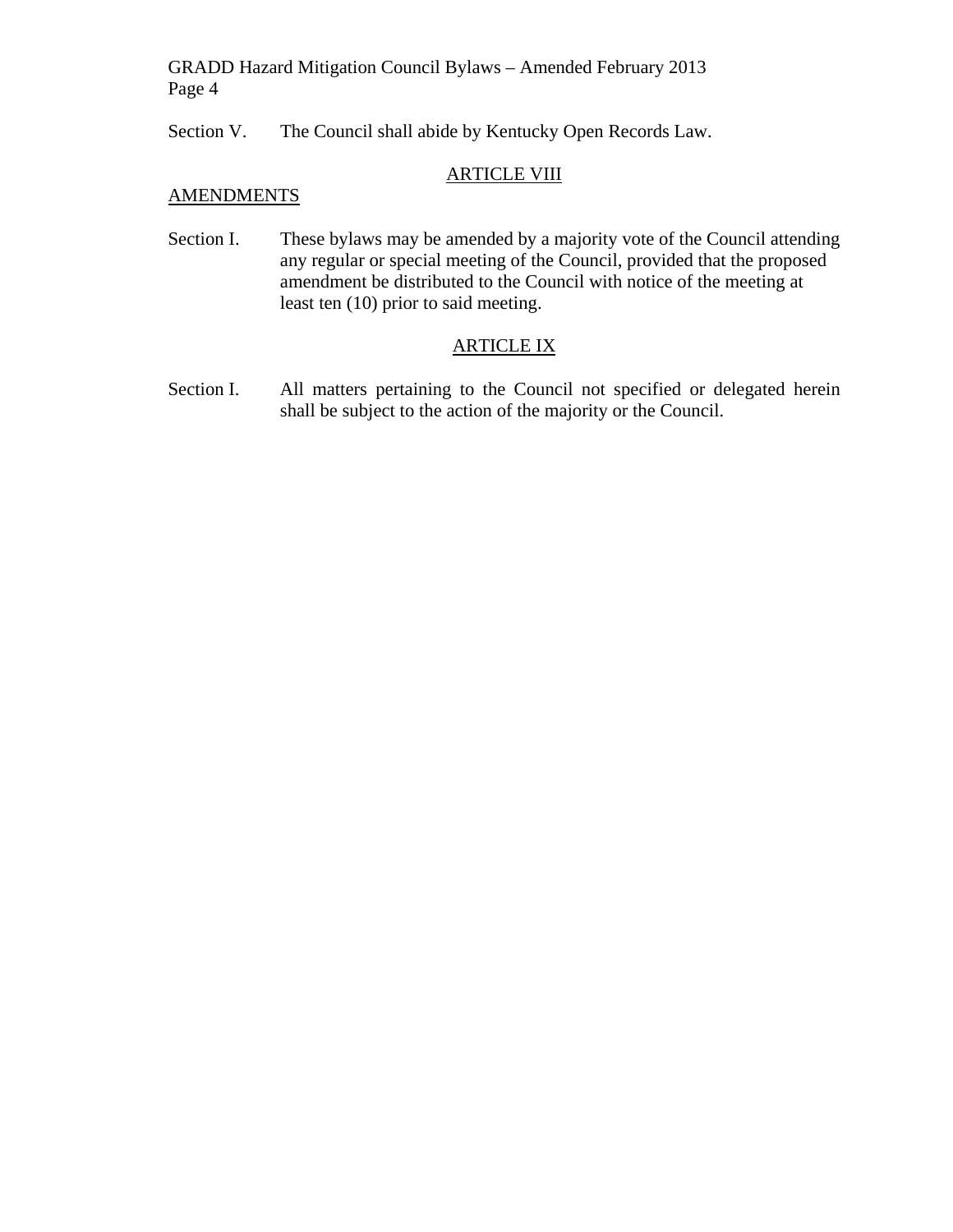Section V. The Council shall abide by Kentucky Open Records Law.

## ARTICLE VIII

AMENDMENTS

Section I. These bylaws may be amended by a majority vote of the Council attending any regular or special meeting of the Council, provided that the proposed amendment be distributed to the Council with notice of the meeting at least ten (10) prior to said meeting.

## ARTICLE IX

Section I. All matters pertaining to the Council not specified or delegated herein shall be subject to the action of the majority or the Council.